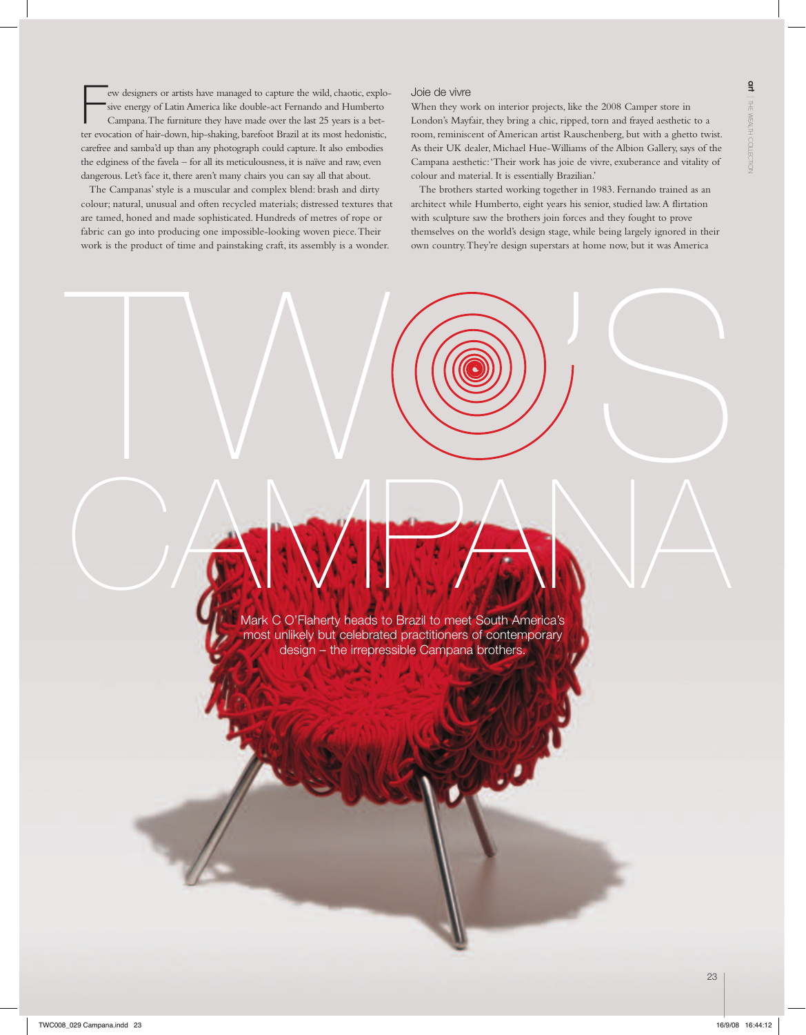# TWO'S CAMPANA

Mark C O'Flaherty heads to Brazil to meet South America's most unlikely but celebrated practitioners of contemporary design – the irrepressible Campana brothers.

Few designers or artists have managed to capture the wild, chaotic, explosive energy of Latin America like double-act Fernando and Humberto Campana. The furniture they have made over the last 25 years is a better evocation of hair-down, hip-shaking, barefoot Brazil at its most hedonistic, carefree and samba'd up than any photograph could capture. It also embodies the edginess of the favela – for all its meticulousness, it is naïve and raw, even dangerous. Let's face it, there aren't many chairs you can say all that about.

The Campanas' style is a muscular and complex blend: brash and dirty colour; natural, unusual and often recycled materials; distressed textures that are tamed, honed and made sophisticated. Hundreds of metres of rope or fabric can go into producing one impossible-looking woven piece. Their work is the product of time and painstaking craft, its assembly is a wonder.

## Joie de vivre

When they work on interior projects, like the 2008 Camper store in London's Mayfair, they bring a chic, ripped, torn and frayed aesthetic to a room, reminiscent of American artist Rauschenberg, but with a ghetto twist. As their UK dealer, Michael Hue-Williams of the Albion Gallery, says of the Campana aesthetic: 'Their work has joie de vivre, exuberance and vitality of colour and material. It is essentially Brazilian.'

The brothers started working together in 1983. Fernando trained as an architect while Humberto, eight years his senior, studied law. A flirtation with sculpture saw the brothers join forces and they fought to prove themselves on the world's design stage, while being largely ignored in their own country. They're design superstars at home now, but it was America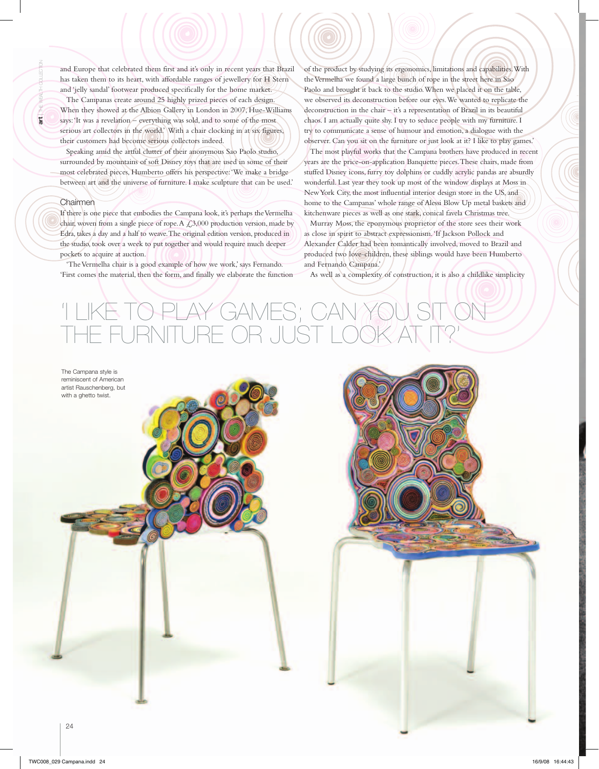and Europe that celebrated them first and it's only in recent years that Brazil has taken them to its heart, with affordable ranges of jewellery for H Stern and 'jelly sandal' footwear produced specifically for the home market.

The Campanas create around 25 highly prized pieces of each design. When they showed at the Albion Gallery in London in 2007, Hue-Williams says: 'It was a revelation – everything was sold, and to some of the most serious art collectors in the world.' With a chair clocking in at six figures, their customers had become serious collectors indeed.

Speaking amid the artful clutter of their anonymous Sao Paolo studio, surrounded by mountains of soft Disney toys that are used in some of their most celebrated pieces, Humberto offers his perspective: 'We make a bridge between art and the universe of furniture. I make sculpture that can be used.'

## Chairmen

If there is one piece that embodies the Campana look, it's perhaps the Vermelha chair, woven from a single piece of rope. A £3,000 production version, made by Edra, takes a day and a half to weave. The original edition version, produced in the studio, took over a week to put together and would require much deeper pockets to acquire at auction.

'The Vermelha chair is a good example of how we work,' says Fernando. 'First comes the material, then the form, and finally we elaborate the function of the product by studying its ergonomics, limitations and capabilities. With the Vermelha we found a large bunch of rope in the street here in Sao Paolo and brought it back to the studio. When we placed it on the table, we observed its deconstruction before our eyes. We wanted to replicate the deconstruction in the chair – it's a representation of Brazil in its beautiful chaos. I am actually quite shy. I try to seduce people with my furniture. I try to communicate a sense of humour and emotion, a dialogue with the observer. Can you sit on the furniture or just look at it? I like to play games.'

The most playful works that the Campana brothers have produced in recent years are the price-on-application Banquette pieces. These chairs, made from stuffed Disney icons, furry toy dolphins or cuddly acrylic pandas are absurdly wonderful. Last year they took up most of the window displays at Moss in New York City, the most influential interior design store in the US, and home to the Campanas' whole range of Alessi Blow Up metal baskets and kitchenware pieces as well as one stark, conical favela Christmas tree.

Murray Moss, the eponymous proprietor of the store sees their work as close in spirit to abstract expressionism. 'If Jackson Pollock and Alexander Calder had been romantically involved, moved to Brazil and produced two love-children, these siblings would have been Humberto and Fernando Campana.'

As well as a complexity of construction, it is also a childlike simplicity

## 'I LIKE TO PLAY GAMES; CAN YOU SIT ON THE FURNITURE OR JUST LOOK AT IT?'

The Campana style is reminiscent of American artist Rauschenberg, but with a ghetto twist.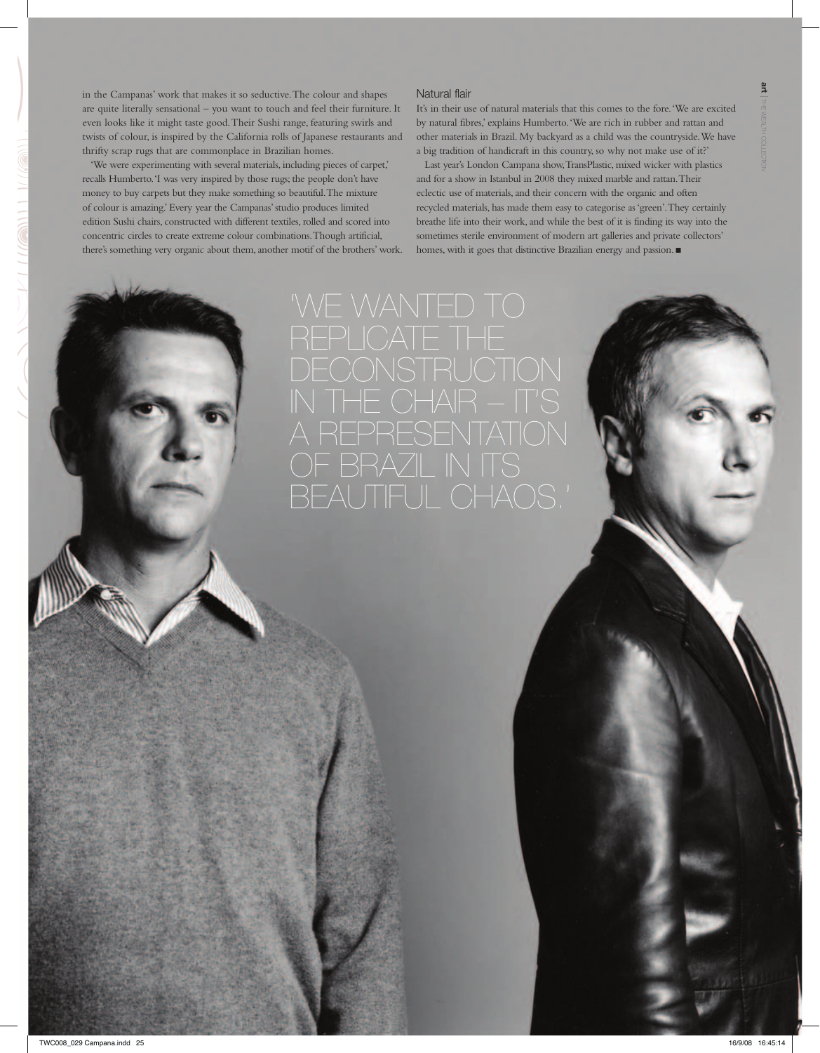in the Campanas' work that makes it so seductive. The colour and shapes are quite literally sensational – you want to touch and feel their furniture. It even looks like it might taste good. Their Sushi range, featuring swirls and twists of colour, is inspired by the California rolls of Japanese restaurants and thrifty scrap rugs that are commonplace in Brazilian homes.

'We were experimenting with several materials, including pieces of carpet,' recalls Humberto. 'I was very inspired by those rugs; the people don't have money to buy carpets but they make something so beautiful. The mixture of colour is amazing.' Every year the Campanas' studio produces limited edition Sushi chairs, constructed with different textiles, rolled and scored into concentric circles to create extreme colour combinations. Though artificial, there's something very organic about them, another motif of the brothers' work.

## Natural flair

It's in their use of natural materials that this comes to the fore. 'We are excited by natural fibres,' explains Humberto. 'We are rich in rubber and rattan and other materials in Brazil. My backyard as a child was the countryside. We have a big tradition of handicraft in this country, so why not make use of it?'

Last year's London Campana show, TransPlastic, mixed wicker with plastics and for a show in Istanbul in 2008 they mixed marble and rattan. Their eclectic use of materials, and their concern with the organic and often recycled materials, has made them easy to categorise as 'green'. They certainly breathe life into their work, and while the best of it is finding its way into the sometimes sterile environment of modern art galleries and private collectors' homes, with it goes that distinctive Brazilian energy and passion. ■

'WE WANTED TO REPLICATE THE DECONSTRUCTION IN THE CHAIR – IT'S A REPRESENTATION OF BRAZIL IN ITS BEAUTIFUL CHAOS.'